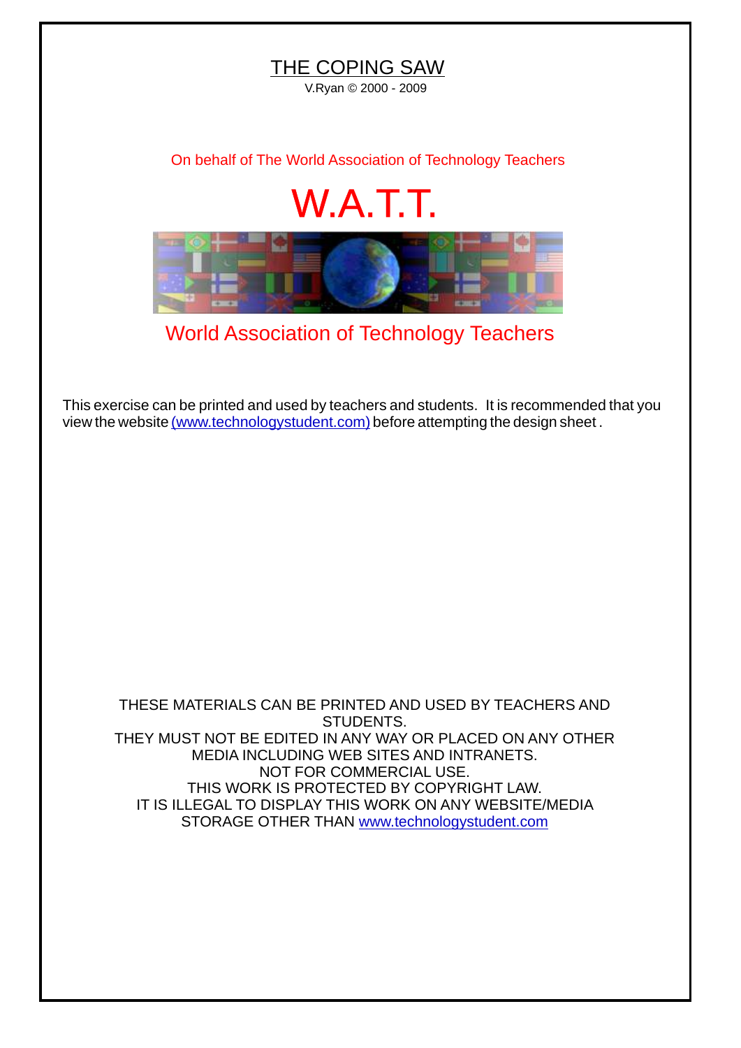# THE COPING SAW

V.Ryan © 2000 - 2009

On behalf of The World Association of Technology Teachers

## W.A.T.T.

World Association of Technology Teachers

This exercise can be printed and used by teachers and students. It is recommended that you view the website (www.technologystudent.com) before attempting the design sheet .

THESE MATERIALS CAN BE PRINTED AND USED BY TEACHERS AND STUDENTS.
THEY MUST NOT BE EDITED IN ANY WAY OR PLACED ON ANY OTHER MEDIA INCLUDING WEB SITES AND INTRANETS.
NOT FOR COMMERCIAL USE.
THIS WORK IS PROTECTED BY COPYRIGHT LAW.
IT IS ILLEGAL TO DISPLAY THIS WORK ON ANY WEBSITE/MEDIA STORAGE OTHER THAN www.technologystudent.com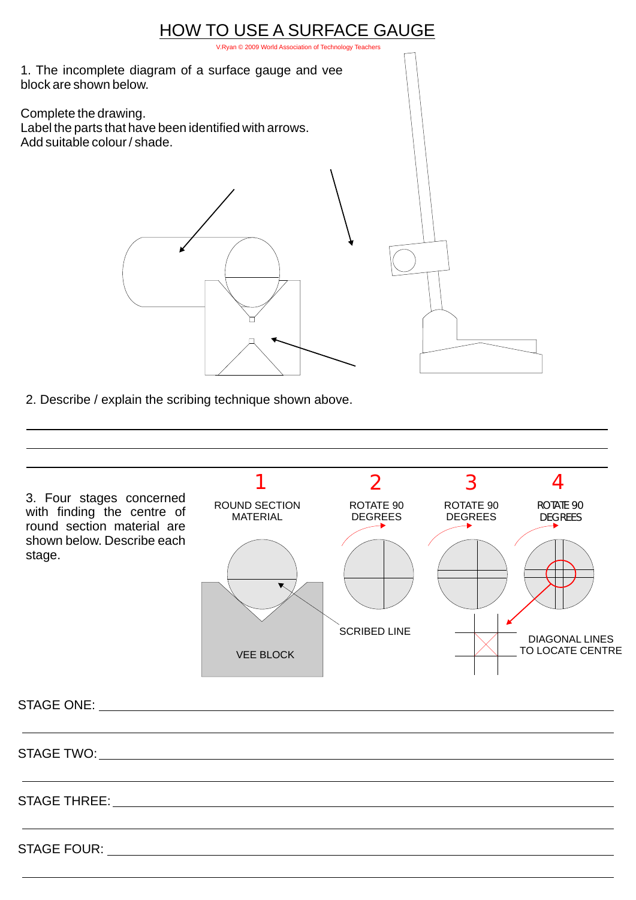# HOW TO USE A SURFACE GAUGE

V.Ryan © 2009 World Association of Technology Teachers

1. The incomplete diagram of a surface gauge and vee block are shown below.

Complete the drawing.
Label the parts that have been identified with arrows.
Add suitable colour / shade.

2. Describe / explain the scribing technique shown above.

______________________________________________

______________________________________________

______________________________________________

3. Four stages concerned with finding the centre of round section material are shown below. Describe each stage.

1
ROUND SECTION MATERIAL

2
ROTATE 90 DEGREES

3
ROTATE 90 DEGREES

4
ROTATE 90 DEGREES

VEE BLOCK

SCRIBED LINE

DIAGONAL LINES TO LOCATE CENTRE

STAGE ONE: ______________________________________________

______________________________________________

STAGE TWO: ______________________________________________

______________________________________________

STAGE THREE: ______________________________________________

______________________________________________

STAGE FOUR: ______________________________________________

______________________________________________